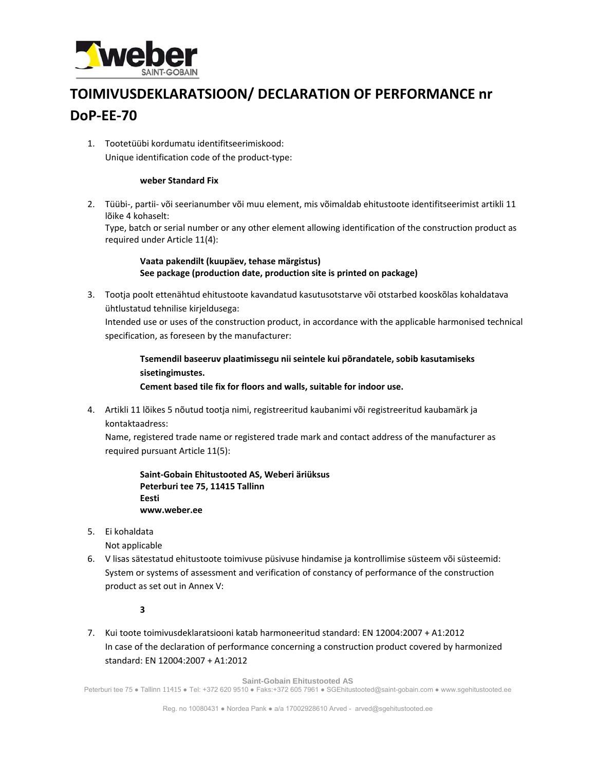# TOIMIVUSDEKLARATSIOON/ DECLARATION OF PERFORMANCE nr DoP-EE-70

1. Tootetüübi kordumatu identifitseerimiskood:
   Unique identification code of the product-type:

   **weber Standard Fix**

2. Tüübi-, partii- või seerianumber või muu element, mis võimaldab ehitustoote identifitseerimist artikli 11 lõike 4 kohaselt:
   Type, batch or serial number or any other element allowing identification of the construction product as required under Article 11(4):

   **Vaata pakendilt (kuupäev, tehase märgistus)**
   **See package (production date, production site is printed on package)**

3. Tootja poolt ettenähtud ehitustoote kavandatud kasutusotstarve või otstarbed kooskõlas kohaldatava ühtlustatud tehnilise kirjeldusega:
   Intended use or uses of the construction product, in accordance with the applicable harmonised technical specification, as foreseen by the manufacturer:

   **Tsemendil baseeruv plaatimissegu nii seintele kui põrandatele, sobib kasutamiseks sisetingimustes.**
   **Cement based tile fix for floors and walls, suitable for indoor use.**

4. Artikli 11 lõikes 5 nõutud tootja nimi, registreeritud kaubanimi või registreeritud kaubamärk ja kontaktaadress:
   Name, registered trade name or registered trade mark and contact address of the manufacturer as required pursuant Article 11(5):

   **Saint-Gobain Ehitustooted AS, Weberi äriüksus**
   **Peterburi tee 75, 11415 Tallinn**
   **Eesti**
   **www.weber.ee**

5. Ei kohaldata
   Not applicable

6. V lisas sätestatud ehitustoote toimivuse püsivuse hindamise ja kontrollimise süsteem või süsteemid:
   System or systems of assessment and verification of constancy of performance of the construction product as set out in Annex V:

   **3**

7. Kui toote toimivusdeklaratsiooni katab harmoneeritud standard: EN 12004:2007 + A1:2012
   In case of the declaration of performance concerning a construction product covered by harmonized standard: EN 12004:2007 + A1:2012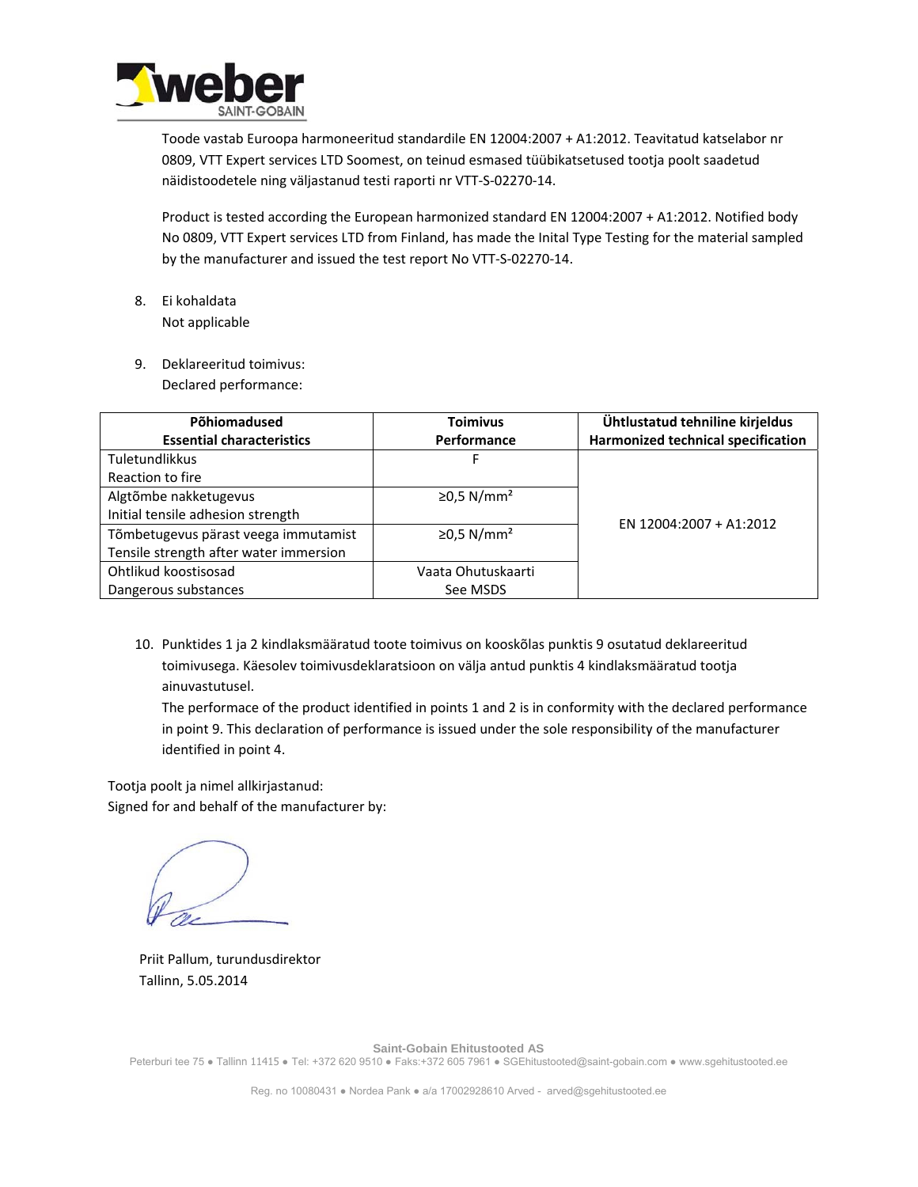Toode vastab Euroopa harmoneeritud standardile EN 12004:2007 + A1:2012. Teavitatud katselabor nr 0809, VTT Expert services LTD Soomest, on teinud esmased tüübikatsetused tootja poolt saadetud näidistoodetele ning väljastanud testi raporti nr VTT-S-02270-14.

Product is tested according the European harmonized standard EN 12004:2007 + A1:2012. Notified body No 0809, VTT Expert services LTD from Finland, has made the Inital Type Testing for the material sampled by the manufacturer and issued the test report No VTT-S-02270-14.

8. Ei kohaldata
   Not applicable

9. Deklareeritud toimivus:
   Declared performance:

| **Põhiomadused**<br>**Essential characteristics** | **Toimivus**<br>**Performance** | **Ühtlustatud tehniline kirjeldus**<br>**Harmonized technical specification** |
|---|---|---|
| Tuletundlikkus<br>Reaction to fire | F | EN 12004:2007 + A1:2012 |
| Algtõmbe nakketugevus<br>Initial tensile adhesion strength | ≥0,5 N/mm² | |
| Tõmbetugevus pärast veega immutamist<br>Tensile strength after water immersion | ≥0,5 N/mm² | |
| Ohtlikud koostisosad<br>Dangerous substances | Vaata Ohutuskaarti<br>See MSDS | |

10. Punktides 1 ja 2 kindlaksmääratud toote toimivus on kooskõlas punktis 9 osutatud deklareeritud toimivusega. Käesolev toimivusdeklaratsioon on välja antud punktis 4 kindlaksmääratud tootja ainuvastutusel.
    The performace of the product identified in points 1 and 2 is in conformity with the declared performance in point 9. This declaration of performance is issued under the sole responsibility of the manufacturer identified in point 4.

Tootja poolt ja nimel allkirjastanud:
Signed for and behalf of the manufacturer by:

Priit Pallum, turundusdirektor
Tallinn, 5.05.2014